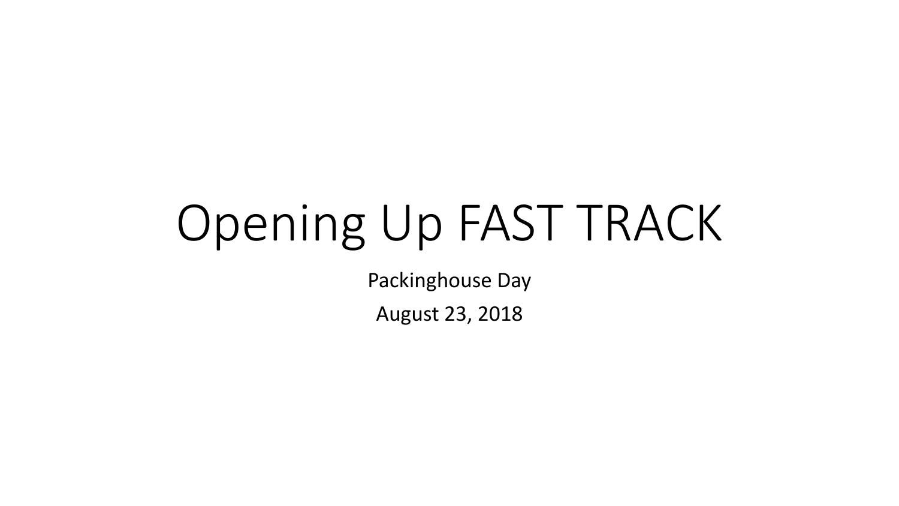# Opening Up FAST TRACK

Packinghouse Day

August 23, 2018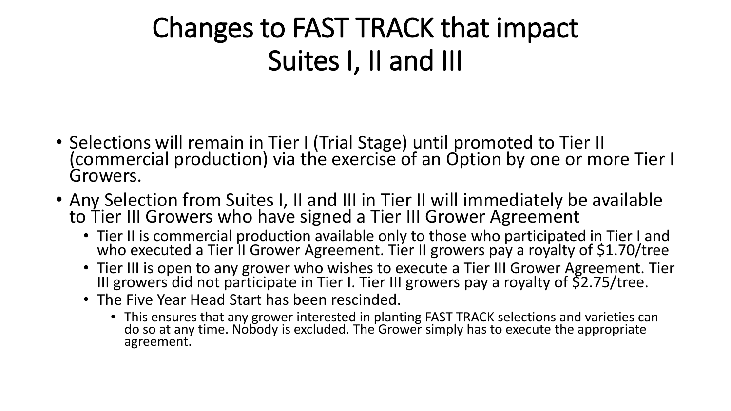# Changes to FAST TRACK that impact Suites I, II and III

- Selections will remain in Tier I (Trial Stage) until promoted to Tier II (commercial production) via the exercise of an Option by one or more Tier I Growers.
- Any Selection from Suites I, II and III in Tier II will immediately be available to Tier III Growers who have signed a Tier III Grower Agreement
  - Tier II is commercial production available only to those who participated in Tier I and who executed a Tier II Grower Agreement. Tier II growers pay a royalty of $1.70/tree
  - Tier III is open to any grower who wishes to execute a Tier III Grower Agreement. Tier III growers did not participate in Tier I. Tier III growers pay a royalty of $2.75/tree.
  - The Five Year Head Start has been rescinded.
    - This ensures that any grower interested in planting FAST TRACK selections and varieties can do so at any time. Nobody is excluded. The Grower simply has to execute the appropriate agreement.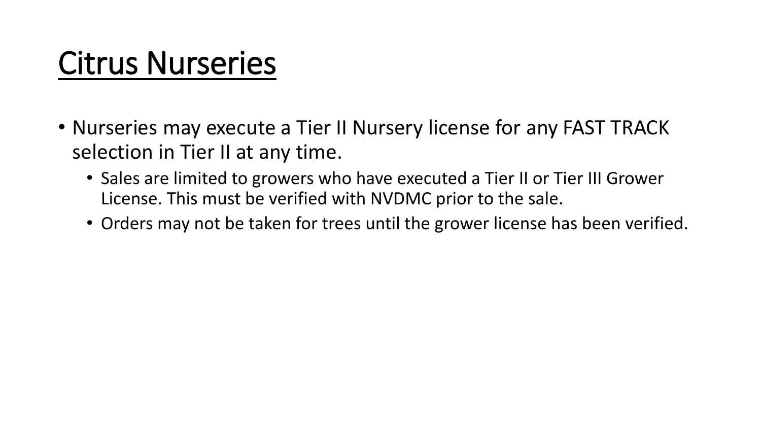# Citrus Nurseries

- Nurseries may execute a Tier II Nursery license for any FAST TRACK selection in Tier II at any time.
  - Sales are limited to growers who have executed a Tier II or Tier III Grower License. This must be verified with NVDMC prior to the sale.
  - Orders may not be taken for trees until the grower license has been verified.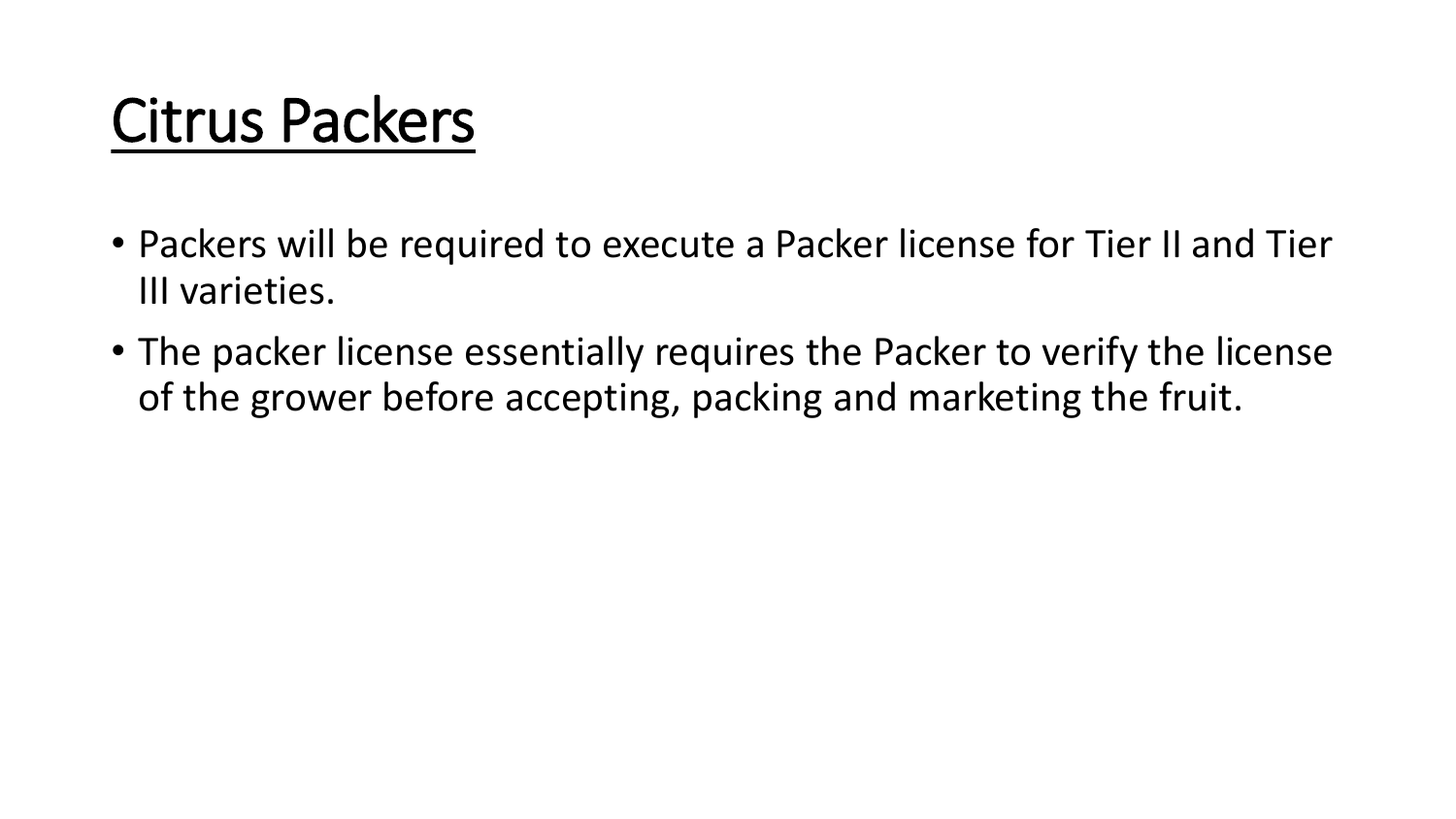# Citrus Packers

- Packers will be required to execute a Packer license for Tier II and Tier III varieties.
- The packer license essentially requires the Packer to verify the license of the grower before accepting, packing and marketing the fruit.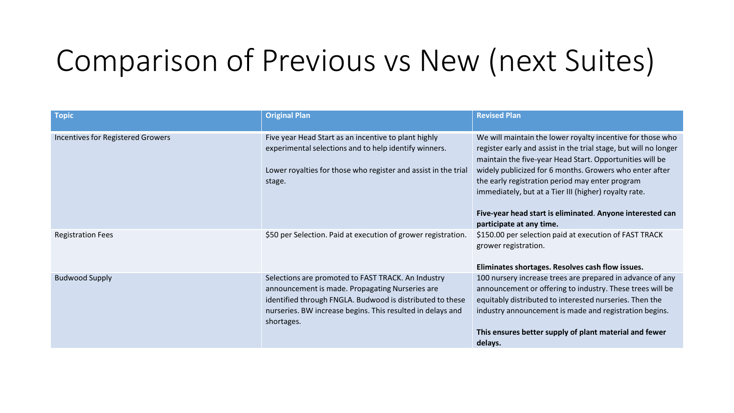# Comparison of Previous vs New (next Suites)

| Topic | Original Plan | Revised Plan |
|---|---|---|
| Incentives for Registered Growers | Five year Head Start as an incentive to plant highly experimental selections and to help identify winners.<br><br>Lower royalties for those who register and assist in the trial stage. | We will maintain the lower royalty incentive for those who register early and assist in the trial stage, but will no longer maintain the five-year Head Start. Opportunities will be widely publicized for 6 months. Growers who enter after the early registration period may enter program immediately, but at a Tier III (higher) royalty rate.<br><br>**Five-year head start is eliminated**. **Anyone interested can participate at any time.** |
| Registration Fees | $50 per Selection. Paid at execution of grower registration. | $150.00 per selection paid at execution of FAST TRACK grower registration.<br><br>**Eliminates shortages. Resolves cash flow issues.** |
| Budwood Supply | Selections are promoted to FAST TRACK. An Industry announcement is made. Propagating Nurseries are identified through FNGLA. Budwood is distributed to these nurseries. BW increase begins. This resulted in delays and shortages. | 100 nursery increase trees are prepared in advance of any announcement or offering to industry. These trees will be equitably distributed to interested nurseries. Then the industry announcement is made and registration begins.<br><br>**This ensures better supply of plant material and fewer delays.** |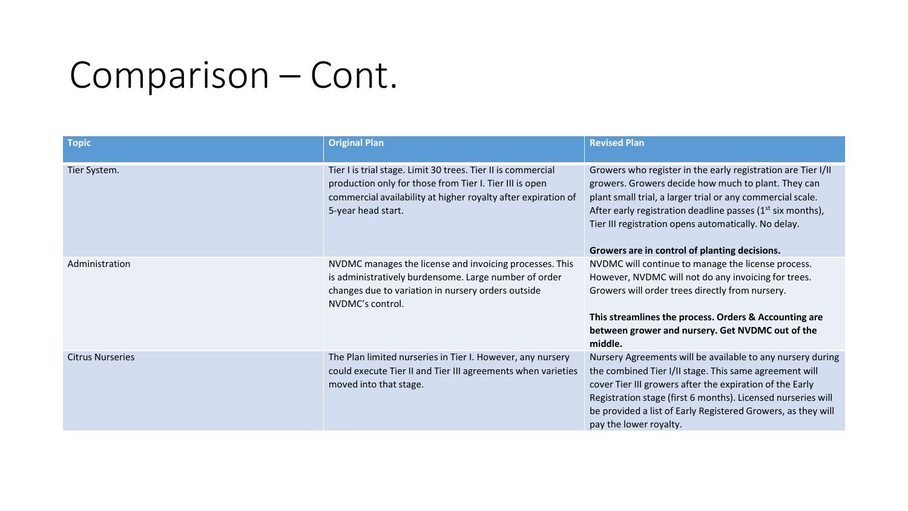# Comparison – Cont.

| Topic | Original Plan | Revised Plan |
| --- | --- | --- |
| Tier System. | Tier I is trial stage. Limit 30 trees. Tier II is commercial production only for those from Tier I. Tier III is open commercial availability at higher royalty after expiration of 5-year head start. | Growers who register in the early registration are Tier I/II growers. Growers decide how much to plant. They can plant small trial, a larger trial or any commercial scale. After early registration deadline passes (1st six months), Tier III registration opens automatically. No delay. **Growers are in control of planting decisions.** |
| Administration | NVDMC manages the license and invoicing processes. This is administratively burdensome. Large number of order changes due to variation in nursery orders outside NVDMC's control. | NVDMC will continue to manage the license process. However, NVDMC will not do any invoicing for trees. Growers will order trees directly from nursery. **This streamlines the process. Orders & Accounting are between grower and nursery. Get NVDMC out of the middle.** |
| Citrus Nurseries | The Plan limited nurseries in Tier I. However, any nursery could execute Tier II and Tier III agreements when varieties moved into that stage. | Nursery Agreements will be available to any nursery during the combined Tier I/II stage. This same agreement will cover Tier III growers after the expiration of the Early Registration stage (first 6 months). Licensed nurseries will be provided a list of Early Registered Growers, as they will pay the lower royalty. |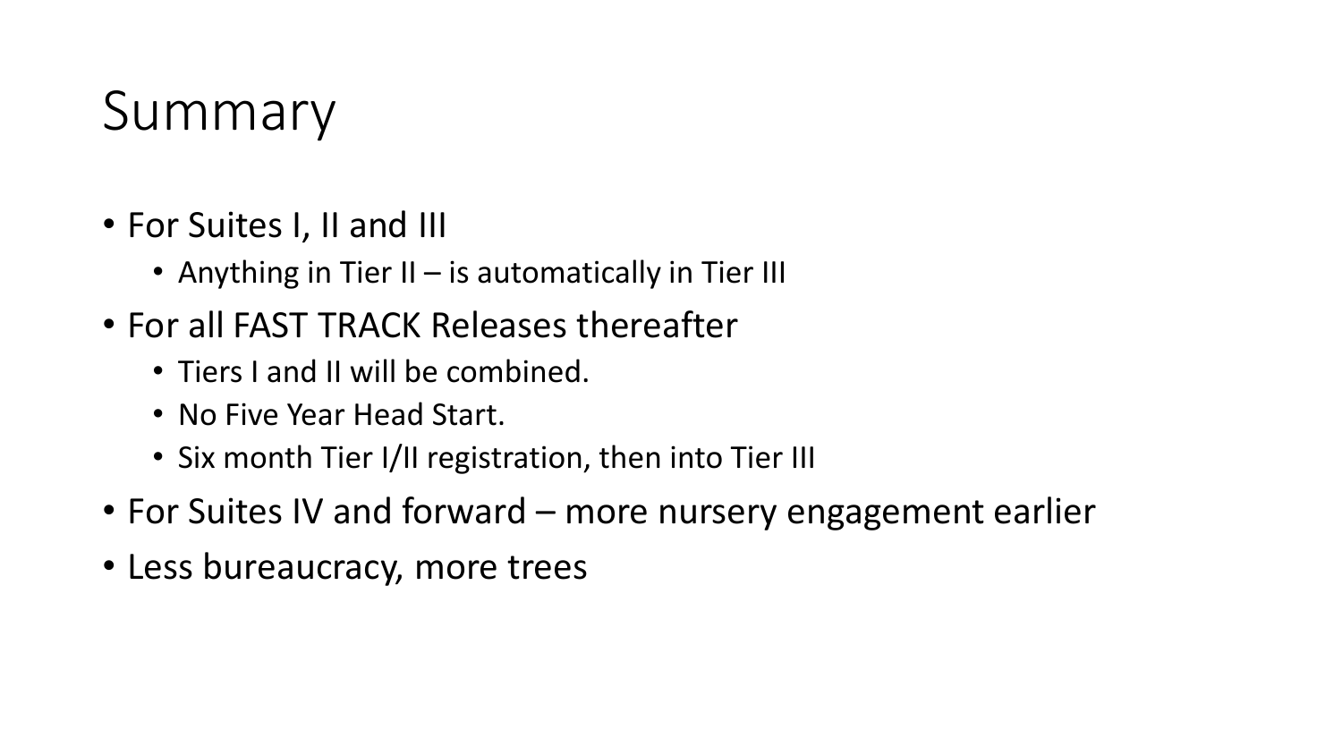# Summary

- For Suites I, II and III
  - Anything in Tier II – is automatically in Tier III
- For all FAST TRACK Releases thereafter
  - Tiers I and II will be combined.
  - No Five Year Head Start.
  - Six month Tier I/II registration, then into Tier III
- For Suites IV and forward – more nursery engagement earlier
- Less bureaucracy, more trees